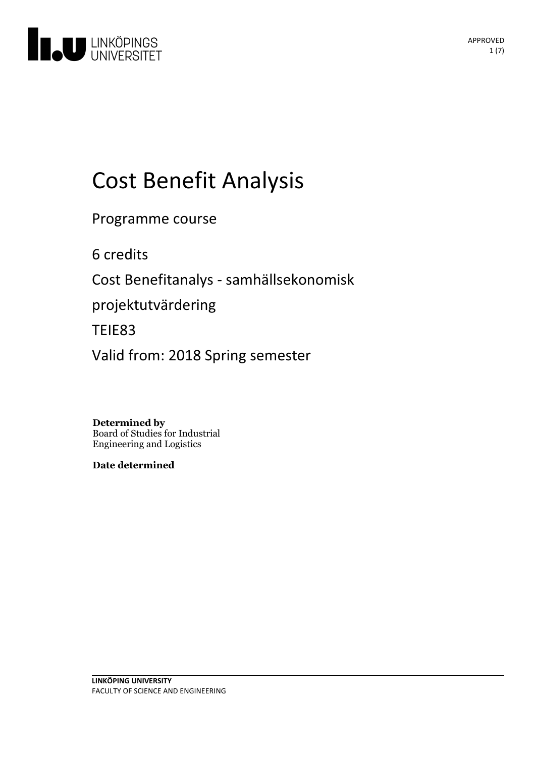# Cost Benefit Analysis

Programme course

6 credits

Cost Benefitanalys - samhällsekonomisk projektutvärdering

TEIE83

Valid from: 2018 Spring semester

**Determined by**
Board of Studies for Industrial Engineering and Logistics

**Date determined**

**LINKÖPING UNIVERSITY**
FACULTY OF SCIENCE AND ENGINEERING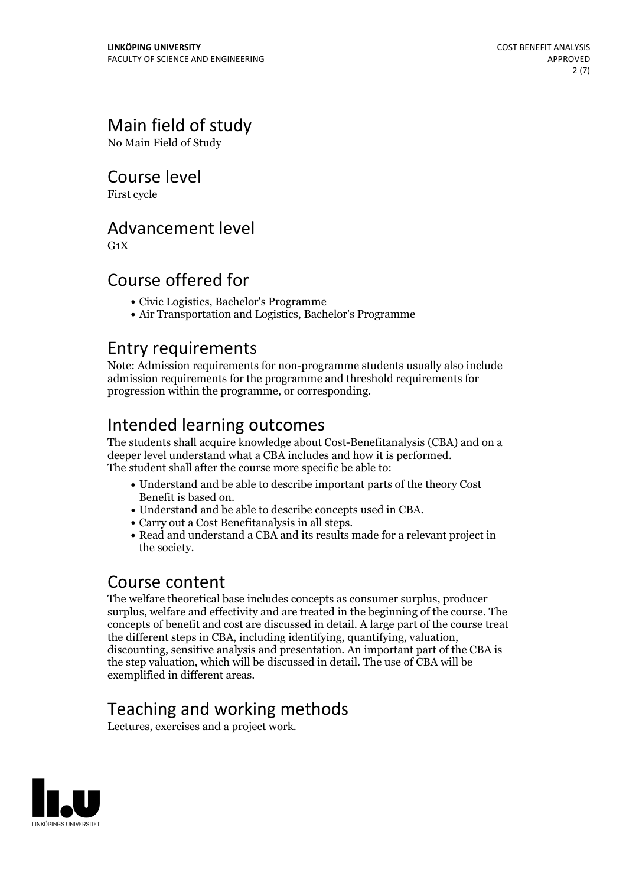# Main field of study

No Main Field of Study

# Course level

First cycle

# Advancement level

G1X

# Course offered for

- Civic Logistics, Bachelor's Programme
- Air Transportation and Logistics, Bachelor's Programme

# Entry requirements

Note: Admission requirements for non-programme students usually also include admission requirements for the programme and threshold requirements for progression within the programme, or corresponding.

# Intended learning outcomes

The students shall acquire knowledge about Cost-Benefitanalysis (CBA) and on a deeper level understand what a CBA includes and how it is performed.
The student shall after the course more specific be able to:

- Understand and be able to describe important parts of the theory Cost Benefit is based on.
- Understand and be able to describe concepts used in CBA.
- Carry out a Cost Benefitanalysis in all steps.
- Read and understand a CBA and its results made for a relevant project in the society.

# Course content

The welfare theoretical base includes concepts as consumer surplus, producer surplus, welfare and effectivity and are treated in the beginning of the course. The concepts of benefit and cost are discussed in detail. A large part of the course treat the different steps in CBA, including identifying, quantifying, valuation, discounting, sensitive analysis and presentation. An important part of the CBA is the step valuation, which will be discussed in detail. The use of CBA will be exemplified in different areas.

# Teaching and working methods

Lectures, exercises and a project work.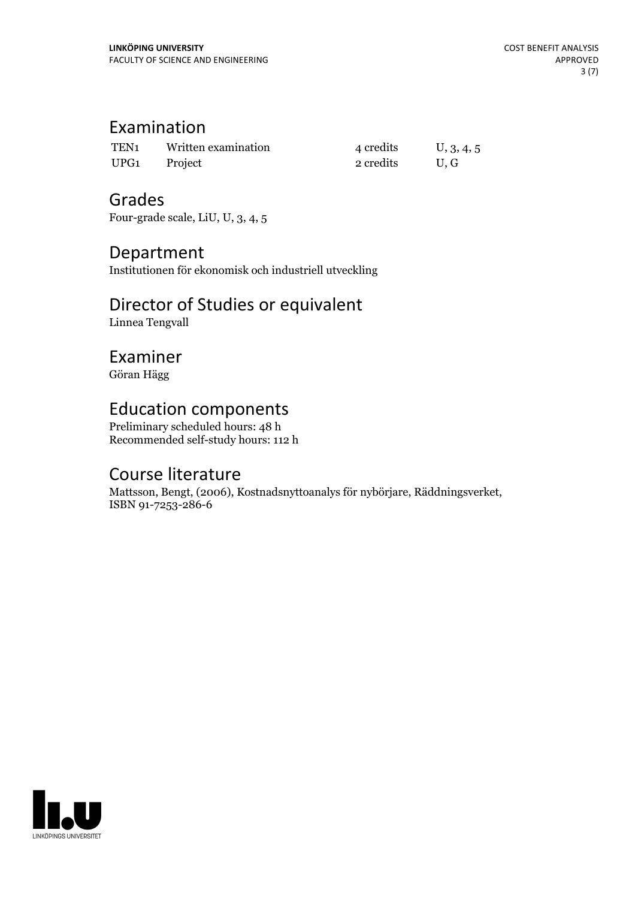## Examination

| | | | |
|---|---|---|---|
| TEN1 | Written examination | 4 credits | U, 3, 4, 5 |
| UPG1 | Project | 2 credits | U, G |

## Grades

Four-grade scale, LiU, U, 3, 4, 5

## Department

Institutionen för ekonomisk och industriell utveckling

## Director of Studies or equivalent

Linnea Tengvall

## Examiner

Göran Hägg

## Education components

Preliminary scheduled hours: 48 h
Recommended self-study hours: 112 h

## Course literature

Mattsson, Bengt, (2006), Kostnadsnyttoanalys för nybörjare, Räddningsverket, ISBN 91-7253-286-6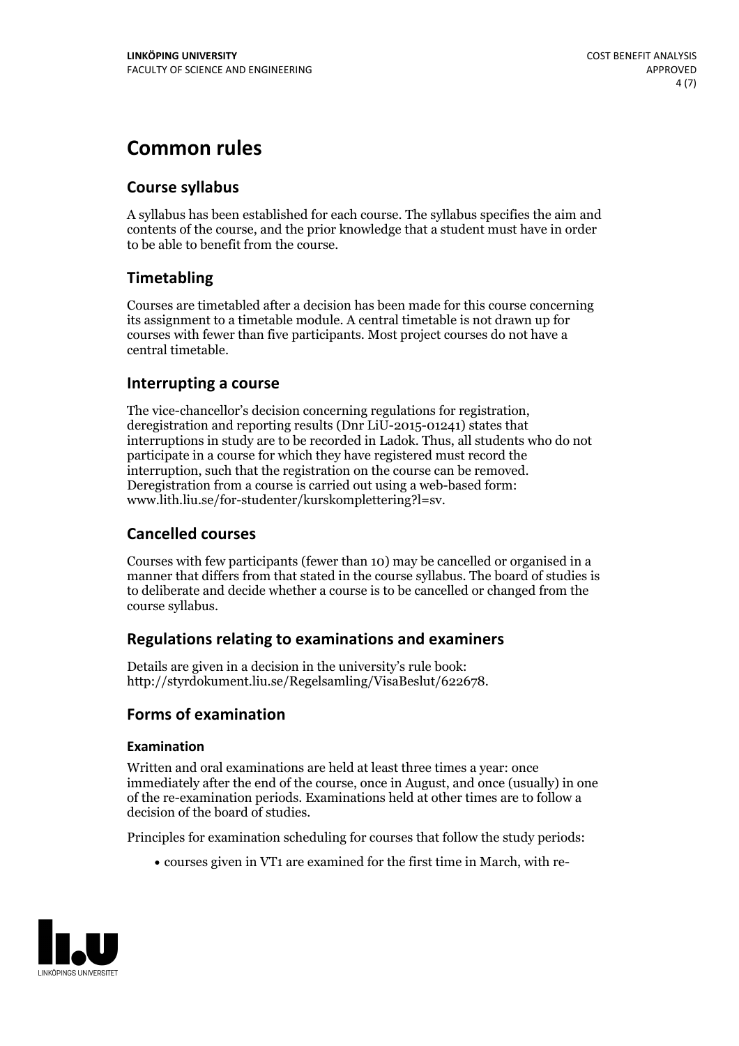# Common rules

## Course syllabus

A syllabus has been established for each course. The syllabus specifies the aim and contents of the course, and the prior knowledge that a student must have in order to be able to benefit from the course.

## Timetabling

Courses are timetabled after a decision has been made for this course concerning its assignment to a timetable module. A central timetable is not drawn up for courses with fewer than five participants. Most project courses do not have a central timetable.

## Interrupting a course

The vice-chancellor's decision concerning regulations for registration, deregistration and reporting results (Dnr LiU-2015-01241) states that interruptions in study are to be recorded in Ladok. Thus, all students who do not participate in a course for which they have registered must record the interruption, such that the registration on the course can be removed. Deregistration from a course is carried out using a web-based form: www.lith.liu.se/for-studenter/kurskomplettering?l=sv.

## Cancelled courses

Courses with few participants (fewer than 10) may be cancelled or organised in a manner that differs from that stated in the course syllabus. The board of studies is to deliberate and decide whether a course is to be cancelled or changed from the course syllabus.

## Regulations relating to examinations and examiners

Details are given in a decision in the university's rule book: http://styrdokument.liu.se/Regelsamling/VisaBeslut/622678.

## Forms of examination

### Examination

Written and oral examinations are held at least three times a year: once immediately after the end of the course, once in August, and once (usually) in one of the re-examination periods. Examinations held at other times are to follow a decision of the board of studies.

Principles for examination scheduling for courses that follow the study periods:

- courses given in VT1 are examined for the first time in March, with re-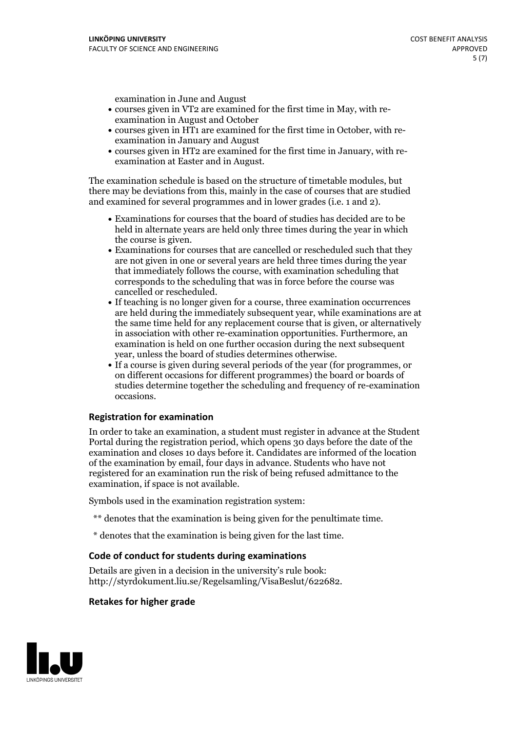examination in June and August

- courses given in VT2 are examined for the first time in May, with re-examination in August and October
- courses given in HT1 are examined for the first time in October, with re-examination in January and August
- courses given in HT2 are examined for the first time in January, with re-examination at Easter and in August.

The examination schedule is based on the structure of timetable modules, but there may be deviations from this, mainly in the case of courses that are studied and examined for several programmes and in lower grades (i.e. 1 and 2).

- Examinations for courses that the board of studies has decided are to be held in alternate years are held only three times during the year in which the course is given.
- Examinations for courses that are cancelled or rescheduled such that they are not given in one or several years are held three times during the year that immediately follows the course, with examination scheduling that corresponds to the scheduling that was in force before the course was cancelled or rescheduled.
- If teaching is no longer given for a course, three examination occurrences are held during the immediately subsequent year, while examinations are at the same time held for any replacement course that is given, or alternatively in association with other re-examination opportunities. Furthermore, an examination is held on one further occasion during the next subsequent year, unless the board of studies determines otherwise.
- If a course is given during several periods of the year (for programmes, or on different occasions for different programmes) the board or boards of studies determine together the scheduling and frequency of re-examination occasions.

### Registration for examination

In order to take an examination, a student must register in advance at the Student Portal during the registration period, which opens 30 days before the date of the examination and closes 10 days before it. Candidates are informed of the location of the examination by email, four days in advance. Students who have not registered for an examination run the risk of being refused admittance to the examination, if space is not available.

Symbols used in the examination registration system:

** denotes that the examination is being given for the penultimate time.

* denotes that the examination is being given for the last time.

### Code of conduct for students during examinations

Details are given in a decision in the university's rule book: http://styrdokument.liu.se/Regelsamling/VisaBeslut/622682.

### Retakes for higher grade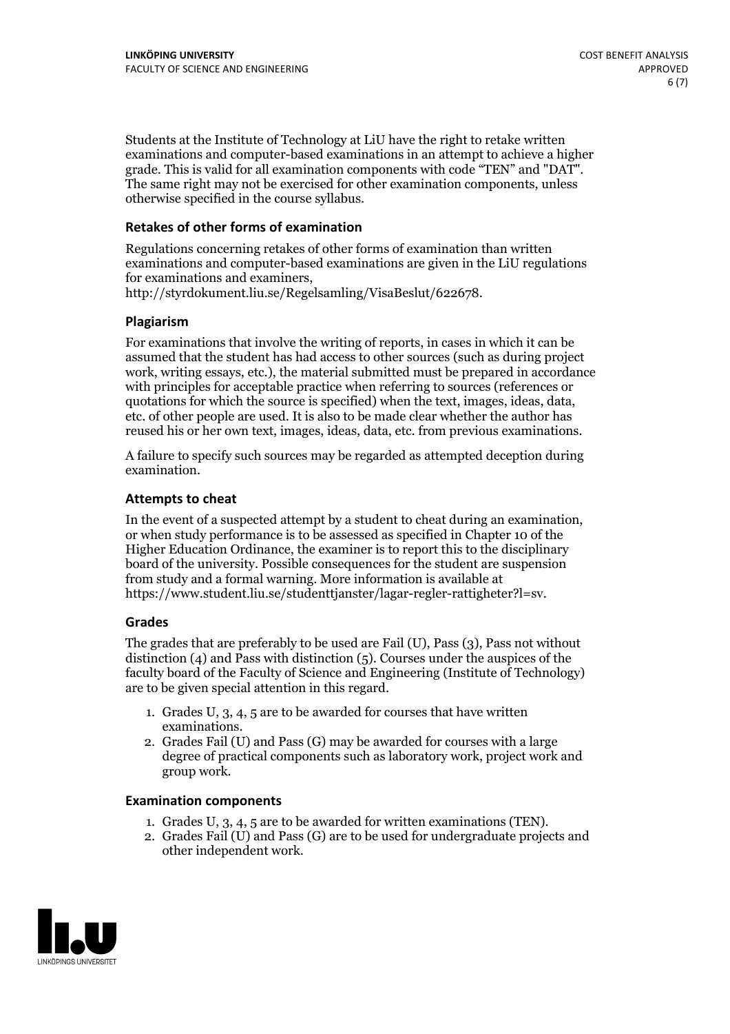Students at the Institute of Technology at LiU have the right to retake written examinations and computer-based examinations in an attempt to achieve a higher grade. This is valid for all examination components with code "TEN" and "DAT". The same right may not be exercised for other examination components, unless otherwise specified in the course syllabus.

### Retakes of other forms of examination

Regulations concerning retakes of other forms of examination than written examinations and computer-based examinations are given in the LiU regulations for examinations and examiners, http://styrdokument.liu.se/Regelsamling/VisaBeslut/622678.

### Plagiarism

For examinations that involve the writing of reports, in cases in which it can be assumed that the student has had access to other sources (such as during project work, writing essays, etc.), the material submitted must be prepared in accordance with principles for acceptable practice when referring to sources (references or quotations for which the source is specified) when the text, images, ideas, data, etc. of other people are used. It is also to be made clear whether the author has reused his or her own text, images, ideas, data, etc. from previous examinations.

A failure to specify such sources may be regarded as attempted deception during examination.

### Attempts to cheat

In the event of a suspected attempt by a student to cheat during an examination, or when study performance is to be assessed as specified in Chapter 10 of the Higher Education Ordinance, the examiner is to report this to the disciplinary board of the university. Possible consequences for the student are suspension from study and a formal warning. More information is available at https://www.student.liu.se/studenttjanster/lagar-regler-rattigheter?l=sv.

### Grades

The grades that are preferably to be used are Fail (U), Pass (3), Pass not without distinction (4) and Pass with distinction (5). Courses under the auspices of the faculty board of the Faculty of Science and Engineering (Institute of Technology) are to be given special attention in this regard.

1. Grades U, 3, 4, 5 are to be awarded for courses that have written examinations.
2. Grades Fail (U) and Pass (G) may be awarded for courses with a large degree of practical components such as laboratory work, project work and group work.

### Examination components

1. Grades U, 3, 4, 5 are to be awarded for written examinations (TEN).
2. Grades Fail (U) and Pass (G) are to be used for undergraduate projects and other independent work.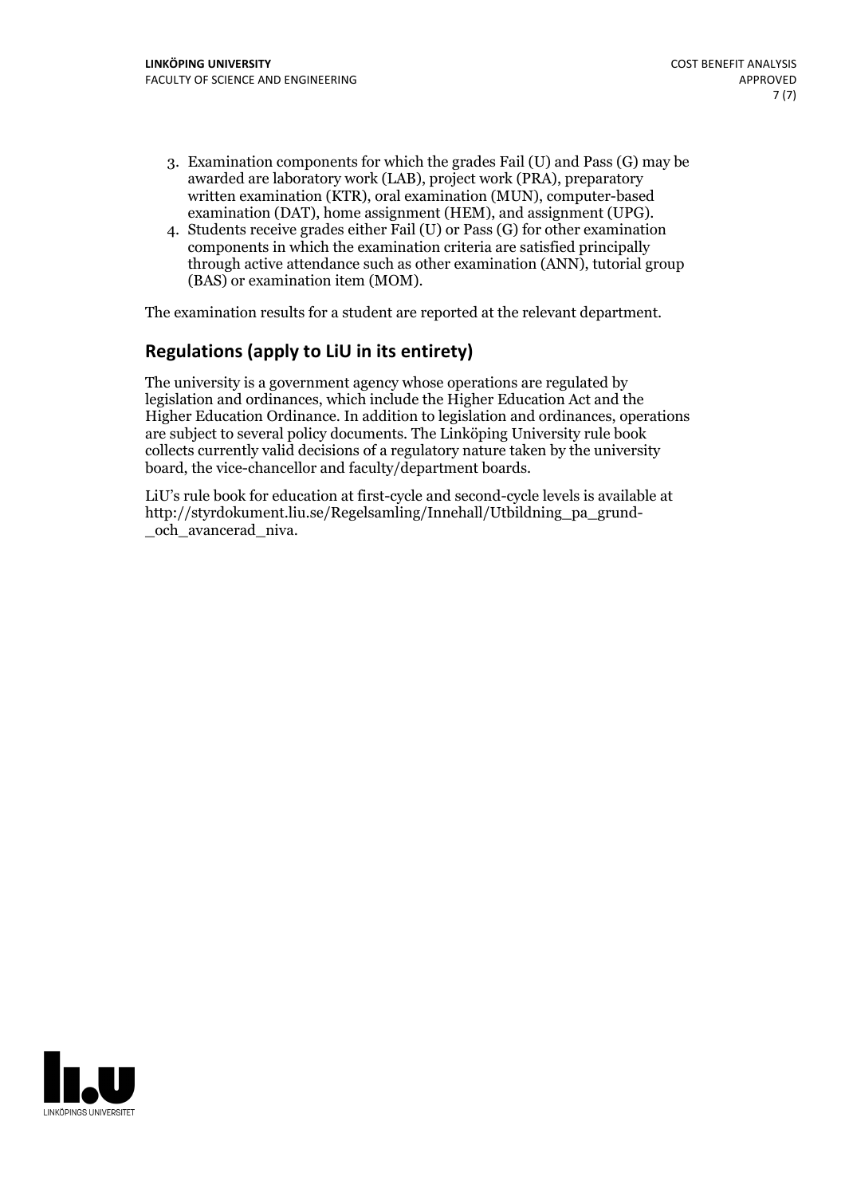3. Examination components for which the grades Fail (U) and Pass (G) may be awarded are laboratory work (LAB), project work (PRA), preparatory written examination (KTR), oral examination (MUN), computer-based examination (DAT), home assignment (HEM), and assignment (UPG).
4. Students receive grades either Fail (U) or Pass (G) for other examination components in which the examination criteria are satisfied principally through active attendance such as other examination (ANN), tutorial group (BAS) or examination item (MOM).

The examination results for a student are reported at the relevant department.

## Regulations (apply to LiU in its entirety)

The university is a government agency whose operations are regulated by legislation and ordinances, which include the Higher Education Act and the Higher Education Ordinance. In addition to legislation and ordinances, operations are subject to several policy documents. The Linköping University rule book collects currently valid decisions of a regulatory nature taken by the university board, the vice-chancellor and faculty/department boards.

LiU's rule book for education at first-cycle and second-cycle levels is available at http://styrdokument.liu.se/Regelsamling/Innehall/Utbildning_pa_grund-_och_avancerad_niva.